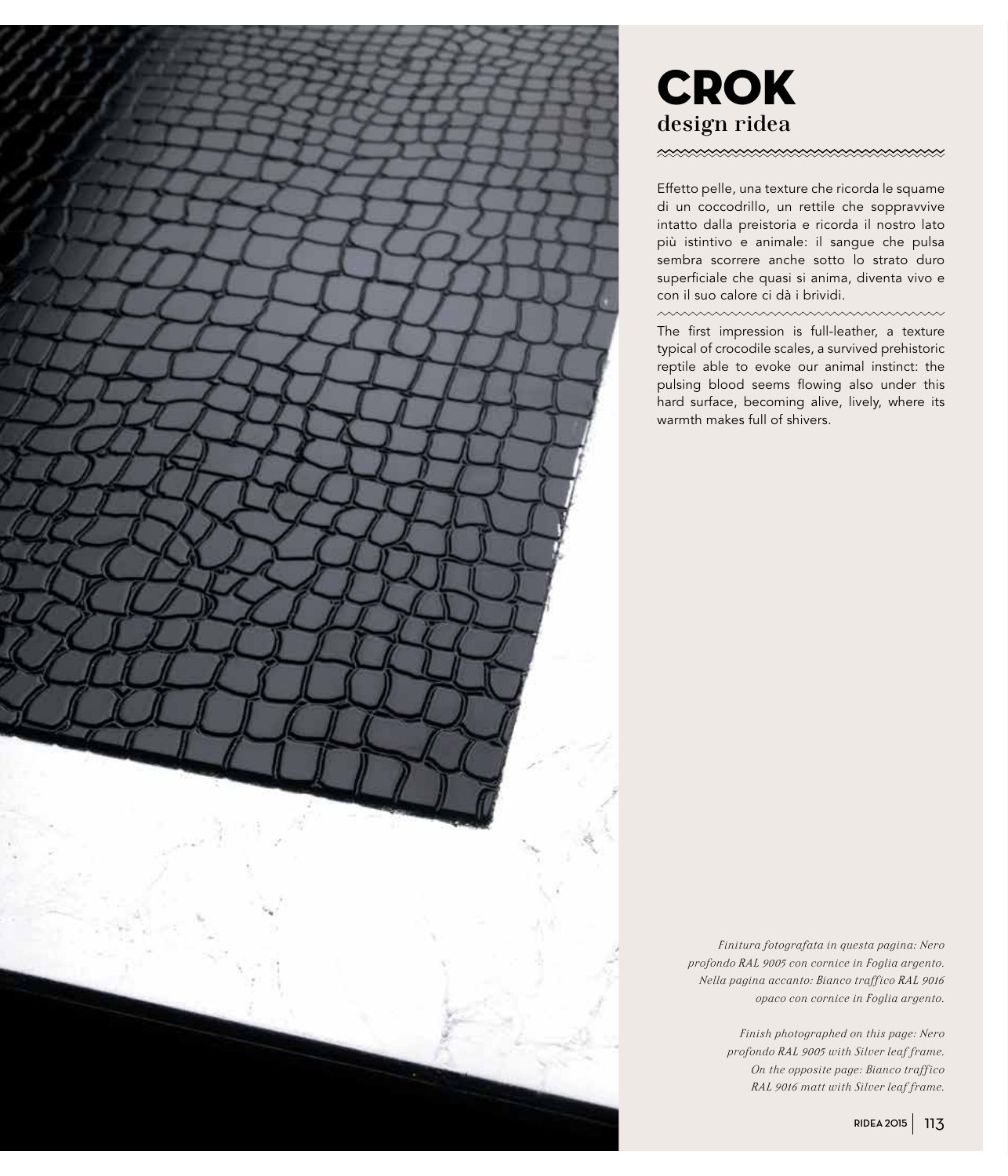# CROK

## design ridea

Effetto pelle, una texture che ricorda le squame di un coccodrillo, un rettile che sopravvive intatto dalla preistoria e ricorda il nostro lato più istintivo e animale: il sangue che pulsa sembra scorrere anche sotto lo strato duro superficiale che quasi si anima, diventa vivo e con il suo calore ci dà i brividi.

The first impression is full-leather, a texture typical of crocodile scales, a survived prehistoric reptile able to evoke our animal instinct: the pulsing blood seems flowing also under this hard surface, becoming alive, lively, where its warmth makes full of shivers.

*Finitura fotografata in questa pagina: Nero profondo RAL 9005 con cornice in Foglia argento. Nella pagina accanto: Bianco traffico RAL 9016 opaco con cornice in Foglia argento.*

*Finish photographed on this page: Nero profondo RAL 9005 with Silver leaf frame. On the opposite page: Bianco traffico RAL 9016 matt with Silver leaf frame.*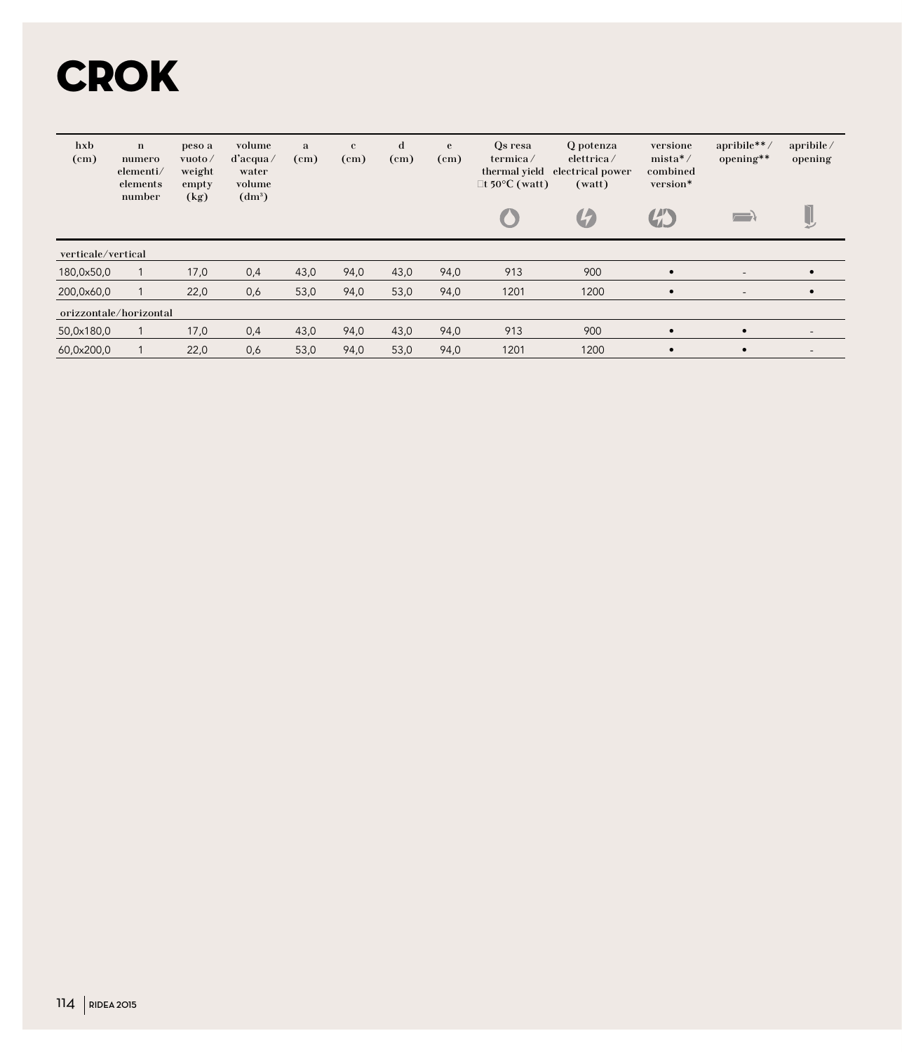# CROK

| hxb (cm) | n numero elementi/ elements number | peso a vuoto / weight empty (kg) | volume d'acqua / water volume (dm³) | a (cm) | c (cm) | d (cm) | e (cm) | Qs resa termica / thermal yield Δt 50°C (watt) | Q potenza elettrica / electrical power (watt) | versione mista* / combined version* | apribile** / opening** | apribile / opening |
|---|---|---|---|---|---|---|---|---|---|---|---|---|
| verticale/vertical | | | | | | | | | | | | |
| 180,0x50,0 | 1 | 17,0 | 0,4 | 43,0 | 94,0 | 43,0 | 94,0 | 913 | 900 | • | - | • |
| 200,0x60,0 | 1 | 22,0 | 0,6 | 53,0 | 94,0 | 53,0 | 94,0 | 1201 | 1200 | • | - | • |
| orizzontale/horizontal | | | | | | | | | | | | |
| 50,0x180,0 | 1 | 17,0 | 0,4 | 43,0 | 94,0 | 43,0 | 94,0 | 913 | 900 | • | • | - |
| 60,0x200,0 | 1 | 22,0 | 0,6 | 53,0 | 94,0 | 53,0 | 94,0 | 1201 | 1200 | • | • | - |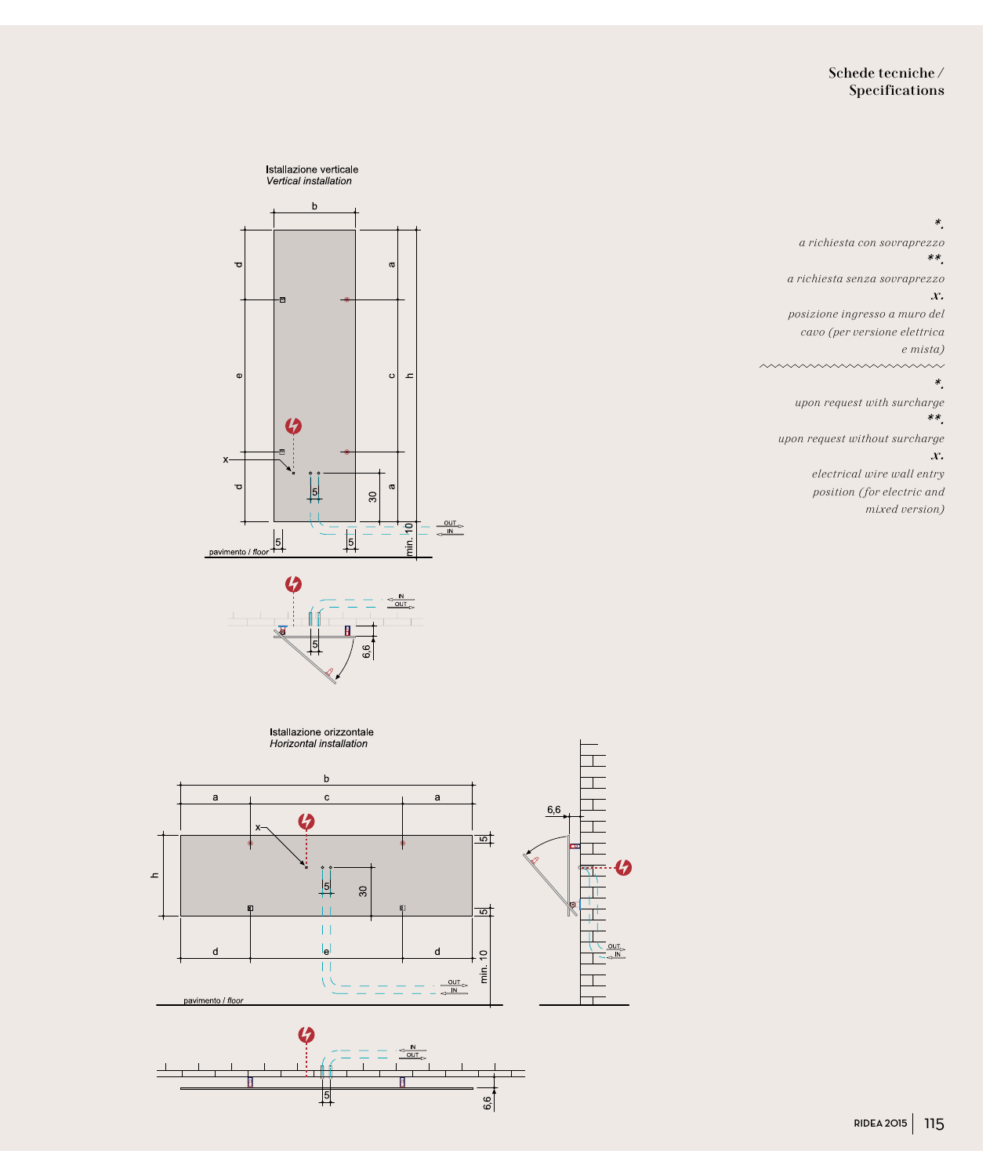## Schede tecniche / Specifications

Istallazione verticale
*Vertical installation*

b
d
e
d
a
c
h
a
x
5
30
5
5
min. 10
OUT
IN
pavimento / *floor*

IN
OUT
5
6,6

Istallazione orizzontale
*Horizontal installation*

b
a
c
a
x
h
5
30
5
5
d
e
d
min. 10
OUT
IN
pavimento / *floor*

6,6
OUT
IN

IN
OUT
5
6,6

***.***
*a richiesta con sovraprezzo*
***\*\*.***
*a richiesta senza sovraprezzo*
***x.***
*posizione ingresso a muro del cavo (per versione elettrica e mista)*

***.***
*upon request with surcharge*
***\*\*.***
*upon request without surcharge*
***x.***
*electrical wire wall entry position (for electric and mixed version)*